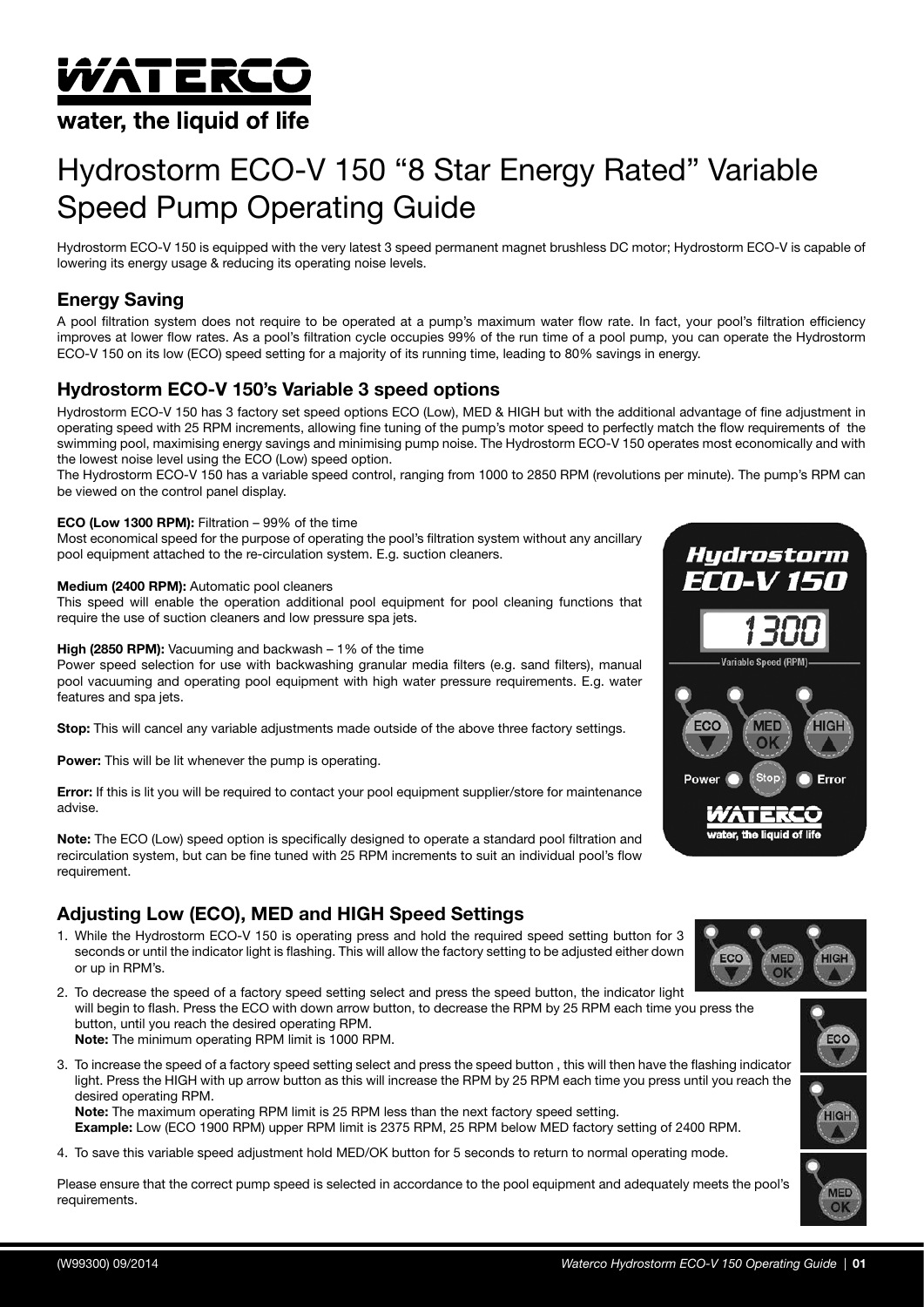# WATERCO

water, the liquid of life

# Hydrostorm ECO-V 150 "8 Star Energy Rated" Variable Speed Pump Operating Guide

Hydrostorm ECO-V 150 is equipped with the very latest 3 speed permanent magnet brushless DC motor; Hydrostorm ECO-V is capable of lowering its energy usage & reducing its operating noise levels.

## Energy Saving

A pool filtration system does not require to be operated at a pump's maximum water flow rate. In fact, your pool's filtration efficiency improves at lower flow rates. As a pool's filtration cycle occupies 99% of the run time of a pool pump, you can operate the Hydrostorm ECO-V 150 on its low (ECO) speed setting for a majority of its running time, leading to 80% savings in energy.

## Hydrostorm ECO-V 150's Variable 3 speed options

Hydrostorm ECO-V 150 has 3 factory set speed options ECO (Low), MED & HIGH but with the additional advantage of fine adjustment in operating speed with 25 RPM increments, allowing fine tuning of the pump's motor speed to perfectly match the flow requirements of the swimming pool, maximising energy savings and minimising pump noise. The Hydrostorm ECO-V 150 operates most economically and with the lowest noise level using the ECO (Low) speed option.

The Hydrostorm ECO-V 150 has a variable speed control, ranging from 1000 to 2850 RPM (revolutions per minute). The pump's RPM can be viewed on the control panel display.

**ECO (Low 1300 RPM):** Filtration – 99% of the time
Most economical speed for the purpose of operating the pool's filtration system without any ancillary pool equipment attached to the re-circulation system. E.g. suction cleaners.

**Medium (2400 RPM):** Automatic pool cleaners
This speed will enable the operation additional pool equipment for pool cleaning functions that require the use of suction cleaners and low pressure spa jets.

**High (2850 RPM):** Vacuuming and backwash – 1% of the time
Power speed selection for use with backwashing granular media filters (e.g. sand filters), manual pool vacuuming and operating pool equipment with high water pressure requirements. E.g. water features and spa jets.

**Stop:** This will cancel any variable adjustments made outside of the above three factory settings.

**Power:** This will be lit whenever the pump is operating.

**Error:** If this is lit you will be required to contact your pool equipment supplier/store for maintenance advise.

**Note:** The ECO (Low) speed option is specifically designed to operate a standard pool filtration and recirculation system, but can be fine tuned with 25 RPM increments to suit an individual pool's flow requirement.

## Adjusting Low (ECO), MED and HIGH Speed Settings

1. While the Hydrostorm ECO-V 150 is operating press and hold the required speed setting button for 3 seconds or until the indicator light is flashing. This will allow the factory setting to be adjusted either down or up in RPM's.
2. To decrease the speed of a factory speed setting select and press the speed button, the indicator light will begin to flash. Press the ECO with down arrow button, to decrease the RPM by 25 RPM each time you press the button, until you reach the desired operating RPM.
   **Note:** The minimum operating RPM limit is 1000 RPM.
3. To increase the speed of a factory speed setting select and press the speed button , this will then have the flashing indicator light. Press the HIGH with up arrow button as this will increase the RPM by 25 RPM each time you press until you reach the desired operating RPM.
   **Note:** The maximum operating RPM limit is 25 RPM less than the next factory speed setting.
   **Example:** Low (ECO 1900 RPM) upper RPM limit is 2375 RPM, 25 RPM below MED factory setting of 2400 RPM.
4. To save this variable speed adjustment hold MED/OK button for 5 seconds to return to normal operating mode.

Please ensure that the correct pump speed is selected in accordance to the pool equipment and adequately meets the pool's requirements.

(W99300) 09/2014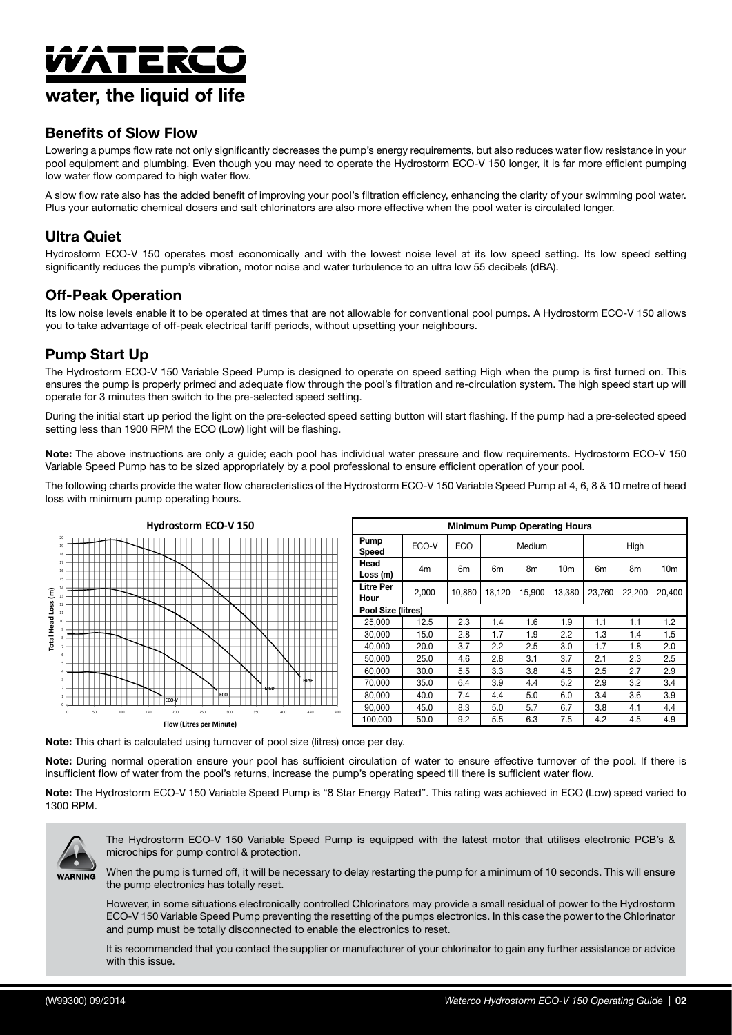# WATERCO

water, the liquid of life

## Benefits of Slow Flow

Lowering a pumps flow rate not only significantly decreases the pump's energy requirements, but also reduces water flow resistance in your pool equipment and plumbing. Even though you may need to operate the Hydrostorm ECO-V 150 longer, it is far more efficient pumping low water flow compared to high water flow.

A slow flow rate also has the added benefit of improving your pool's filtration efficiency, enhancing the clarity of your swimming pool water. Plus your automatic chemical dosers and salt chlorinators are also more effective when the pool water is circulated longer.

## Ultra Quiet

Hydrostorm ECO-V 150 operates most economically and with the lowest noise level at its low speed setting. Its low speed setting significantly reduces the pump's vibration, motor noise and water turbulence to an ultra low 55 decibels (dBA).

## Off-Peak Operation

Its low noise levels enable it to be operated at times that are not allowable for conventional pool pumps. A Hydrostorm ECO-V 150 allows you to take advantage of off-peak electrical tariff periods, without upsetting your neighbours.

## Pump Start Up

The Hydrostorm ECO-V 150 Variable Speed Pump is designed to operate on speed setting High when the pump is first turned on. This ensures the pump is properly primed and adequate flow through the pool's filtration and re-circulation system. The high speed start up will operate for 3 minutes then switch to the pre-selected speed setting.

During the initial start up period the light on the pre-selected speed setting button will start flashing. If the pump had a pre-selected speed setting less than 1900 RPM the ECO (Low) light will be flashing.

**Note:** The above instructions are only a guide; each pool has individual water pressure and flow requirements. Hydrostorm ECO-V 150 Variable Speed Pump has to be sized appropriately by a pool professional to ensure efficient operation of your pool.

The following charts provide the water flow characteristics of the Hydrostorm ECO-V 150 Variable Speed Pump at 4, 6, 8 & 10 metre of head loss with minimum pump operating hours.

Hydrostorm ECO-V 150

Total Head Loss (m)

0 1 2 3 4 5 6 7 8 9 10 11 12 13 14 15 16 17 18 19 20

0 50 100 150 200 250 300 350 400 450 500

Flow (Litres per Minute)

ECO-V

ECO

MED

HIGH

| Minimum Pump Operating Hours | | | | | | | | |
|---|---|---|---|---|---|---|---|---|
| **Pump Speed** | ECO-V | ECO | Medium | | | High | | |
| **Head Loss (m)** | 4m | 6m | 6m | 8m | 10m | 6m | 8m | 10m |
| **Litre Per Hour** | 2,000 | 10,860 | 18,120 | 15,900 | 13,380 | 23,760 | 22,200 | 20,400 |
| **Pool Size (litres)** | | | | | | | | |
| 25,000 | 12.5 | 2.3 | 1.4 | 1.6 | 1.9 | 1.1 | 1.1 | 1.2 |
| 30,000 | 15.0 | 2.8 | 1.7 | 1.9 | 2.2 | 1.3 | 1.4 | 1.5 |
| 40,000 | 20.0 | 3.7 | 2.2 | 2.5 | 3.0 | 1.7 | 1.8 | 2.0 |
| 50,000 | 25.0 | 4.6 | 2.8 | 3.1 | 3.7 | 2.1 | 2.3 | 2.5 |
| 60,000 | 30.0 | 5.5 | 3.3 | 3.8 | 4.5 | 2.5 | 2.7 | 2.9 |
| 70,000 | 35.0 | 6.4 | 3.9 | 4.4 | 5.2 | 2.9 | 3.2 | 3.4 |
| 80,000 | 40.0 | 7.4 | 4.4 | 5.0 | 6.0 | 3.4 | 3.6 | 3.9 |
| 90,000 | 45.0 | 8.3 | 5.0 | 5.7 | 6.7 | 3.8 | 4.1 | 4.4 |
| 100,000 | 50.0 | 9.2 | 5.5 | 6.3 | 7.5 | 4.2 | 4.5 | 4.9 |

**Note:** This chart is calculated using turnover of pool size (litres) once per day.

**Note:** During normal operation ensure your pool has sufficient circulation of water to ensure effective turnover of the pool. If there is insufficient flow of water from the pool's returns, increase the pump's operating speed till there is sufficient water flow.

**Note:** The Hydrostorm ECO-V 150 Variable Speed Pump is "8 Star Energy Rated". This rating was achieved in ECO (Low) speed varied to 1300 RPM.

**WARNING**

The Hydrostorm ECO-V 150 Variable Speed Pump is equipped with the latest motor that utilises electronic PCB's & microchips for pump control & protection.

When the pump is turned off, it will be necessary to delay restarting the pump for a minimum of 10 seconds. This will ensure the pump electronics has totally reset.

However, in some situations electronically controlled Chlorinators may provide a small residual of power to the Hydrostorm ECO-V 150 Variable Speed Pump preventing the resetting of the pumps electronics. In this case the power to the Chlorinator and pump must be totally disconnected to enable the electronics to reset.

It is recommended that you contact the supplier or manufacturer of your chlorinator to gain any further assistance or advice with this issue.

(W99300) 09/2014